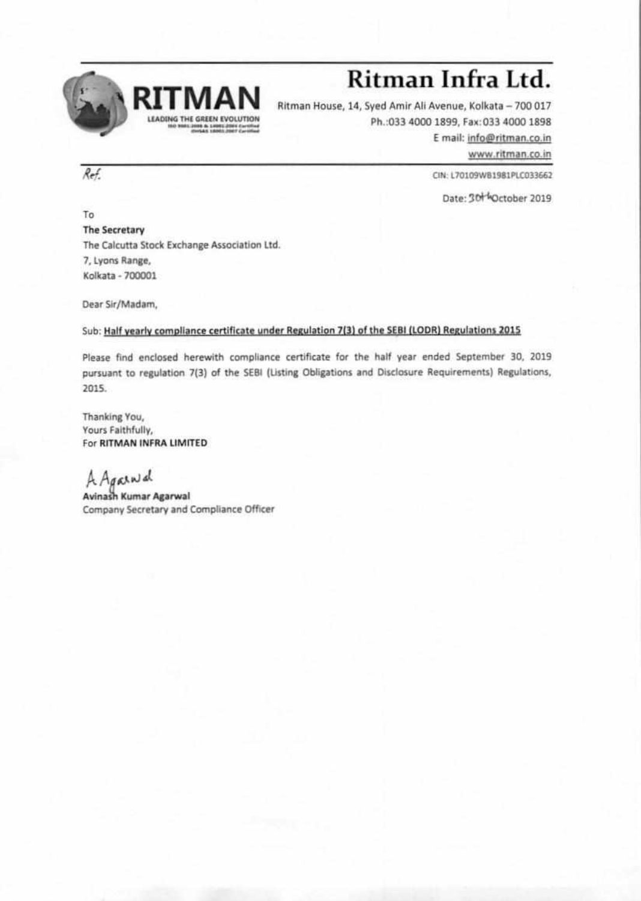# Ritman Infra Ltd.

RITMAN
LEADING THE GREEN EVOLUTION

Ritman House, 14, Syed Amir Ali Avenue, Kolkata – 700 017
Ph.:033 4000 1899, Fax: 033 4000 1898
E mail: info@ritman.co.in
www.ritman.co.in

*Ref.*

CIN: L70109WB1981PLC033662

Date: 30th October 2019

To
**The Secretary**
The Calcutta Stock Exchange Association Ltd.
7, Lyons Range,
Kolkata - 700001

Dear Sir/Madam,

Sub: **Half yearly compliance certificate under Regulation 7(3) of the SEBI (LODR) Regulations 2015**

Please find enclosed herewith compliance certificate for the half year ended September 30, 2019 pursuant to regulation 7(3) of the SEBI (Listing Obligations and Disclosure Requirements) Regulations, 2015.

Thanking You,
Yours Faithfully,
For **RITMAN INFRA LIMITED**

A Agarwal

**Avinash Kumar Agarwal**
Company Secretary and Compliance Officer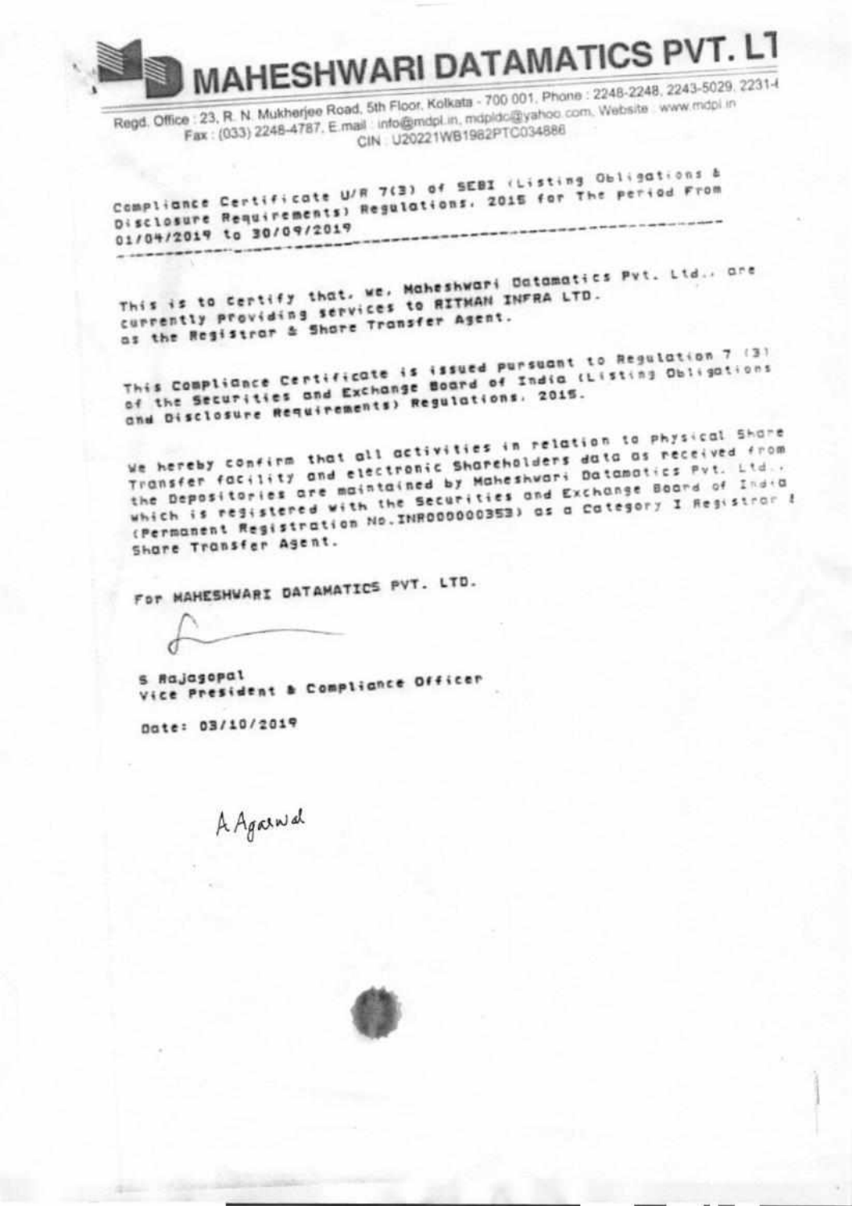# MAHESHWARI DATAMATICS PVT. LT

Regd. Office : 23, R. N. Mukherjee Road, 5th Floor, Kolkata - 700 001, Phone : 2248-2248, 2243-5029, 2231-
Fax : (033) 2248-4787, E.mail : info@mdpl.in, mdpldc@yahoo.com, Website : www.mdpl.in
CIN : U20221WB1982PTC034886

Compliance Certificate U/R 7(3) of SEBI (Listing Obligations & Disclosure Requirements) Regulations, 2015 for The period From 01/04/2019 to 30/09/2019

This is to Certify that, we, Maheshwari Datamatics Pvt. Ltd., are currently providing services to RITMAN INFRA LTD. as the Registrar & Share Transfer Agent.

This Compliance Certificate is issued pursuant to Regulation 7 (3) of the Securities and Exchange Board of India (Listing Obligations and Disclosure Requirements) Regulations, 2015.

We hereby confirm that all activities in relation to physical Share Transfer facility and electronic Shareholders data as received from the Depositories are maintained by Maheshwari Datamatics Pvt. Ltd., which is registered with the Securities and Exchange Board of India (Permanent Registration No.INR000000353) as a Category I Registrar & Share Transfer Agent.

For MAHESHWARI DATAMATICS PVT. LTD.

S Rajagopal
Vice President & Compliance Officer

Date: 03/10/2019

A Agarwal